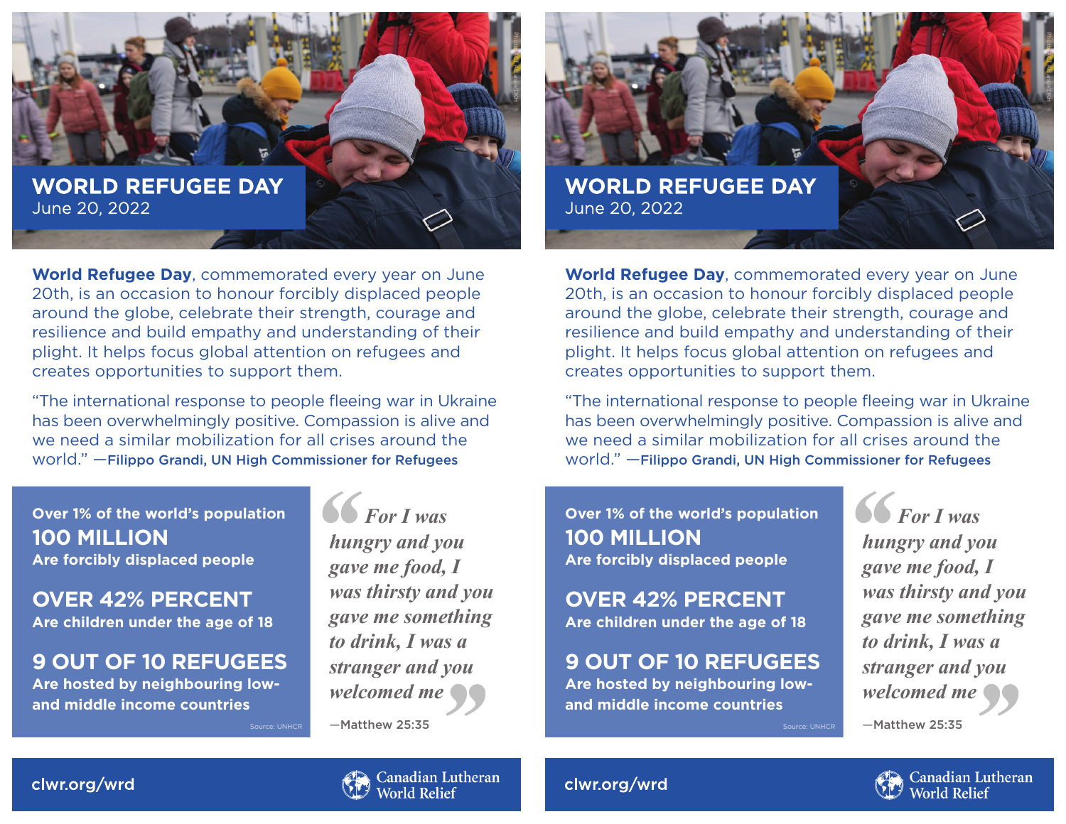# WORLD REFUGEE DAY

June 20, 2022

**World Refugee Day**, commemorated every year on June 20th, is an occasion to honour forcibly displaced people around the globe, celebrate their strength, courage and resilience and build empathy and understanding of their plight. It helps focus global attention on refugees and creates opportunities to support them.

"The international response to people fleeing war in Ukraine has been overwhelmingly positive. Compassion is alive and we need a similar mobilization for all crises around the world." —**Filippo Grandi, UN High Commissioner for Refugees**

**Over 1% of the world's population**
**100 MILLION**
**Are forcibly displaced people**

**OVER 42% PERCENT**
**Are children under the age of 18**

**9 OUT OF 10 REFUGEES**
**Are hosted by neighbouring low- and middle income countries**

Source: UNHCR

> *For I was hungry and you gave me food, I was thirsty and you gave me something to drink, I was a stranger and you welcomed me*
>
> —Matthew 25:35

clwr.org/wrd

Canadian Lutheran World Relief

---

# WORLD REFUGEE DAY

June 20, 2022

**World Refugee Day**, commemorated every year on June 20th, is an occasion to honour forcibly displaced people around the globe, celebrate their strength, courage and resilience and build empathy and understanding of their plight. It helps focus global attention on refugees and creates opportunities to support them.

"The international response to people fleeing war in Ukraine has been overwhelmingly positive. Compassion is alive and we need a similar mobilization for all crises around the world." —**Filippo Grandi, UN High Commissioner for Refugees**

**Over 1% of the world's population**
**100 MILLION**
**Are forcibly displaced people**

**OVER 42% PERCENT**
**Are children under the age of 18**

**9 OUT OF 10 REFUGEES**
**Are hosted by neighbouring low- and middle income countries**

Source: UNHCR

> *For I was hungry and you gave me food, I was thirsty and you gave me something to drink, I was a stranger and you welcomed me*
>
> —Matthew 25:35

clwr.org/wrd

Canadian Lutheran World Relief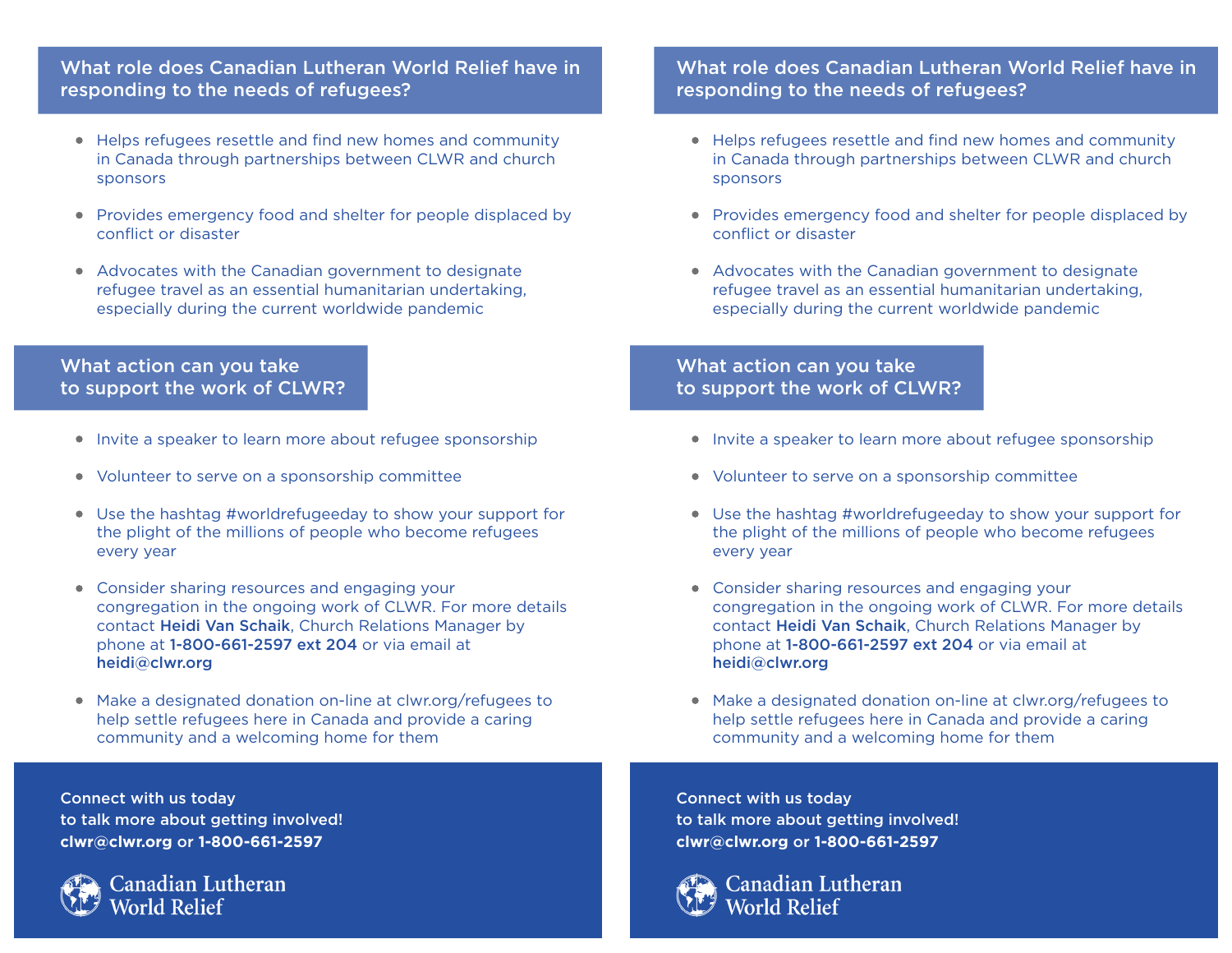## What role does Canadian Lutheran World Relief have in responding to the needs of refugees?

- Helps refugees resettle and find new homes and community in Canada through partnerships between CLWR and church sponsors
- Provides emergency food and shelter for people displaced by conflict or disaster
- Advocates with the Canadian government to designate refugee travel as an essential humanitarian undertaking, especially during the current worldwide pandemic

## What action can you take to support the work of CLWR?

- Invite a speaker to learn more about refugee sponsorship
- Volunteer to serve on a sponsorship committee
- Use the hashtag #worldrefugeeday to show your support for the plight of the millions of people who become refugees every year
- Consider sharing resources and engaging your congregation in the ongoing work of CLWR. For more details contact **Heidi Van Schaik**, Church Relations Manager by phone at **1-800-661-2597 ext 204** or via email at **heidi@clwr.org**
- Make a designated donation on-line at clwr.org/refugees to help settle refugees here in Canada and provide a caring community and a welcoming home for them

**Connect with us today to talk more about getting involved!**
**clwr@clwr.org** or **1-800-661-2597**

Canadian Lutheran World Relief

## What role does Canadian Lutheran World Relief have in responding to the needs of refugees?

- Helps refugees resettle and find new homes and community in Canada through partnerships between CLWR and church sponsors
- Provides emergency food and shelter for people displaced by conflict or disaster
- Advocates with the Canadian government to designate refugee travel as an essential humanitarian undertaking, especially during the current worldwide pandemic

## What action can you take to support the work of CLWR?

- Invite a speaker to learn more about refugee sponsorship
- Volunteer to serve on a sponsorship committee
- Use the hashtag #worldrefugeeday to show your support for the plight of the millions of people who become refugees every year
- Consider sharing resources and engaging your congregation in the ongoing work of CLWR. For more details contact **Heidi Van Schaik**, Church Relations Manager by phone at **1-800-661-2597 ext 204** or via email at **heidi@clwr.org**
- Make a designated donation on-line at clwr.org/refugees to help settle refugees here in Canada and provide a caring community and a welcoming home for them

**Connect with us today to talk more about getting involved!**
**clwr@clwr.org** or **1-800-661-2597**

Canadian Lutheran World Relief